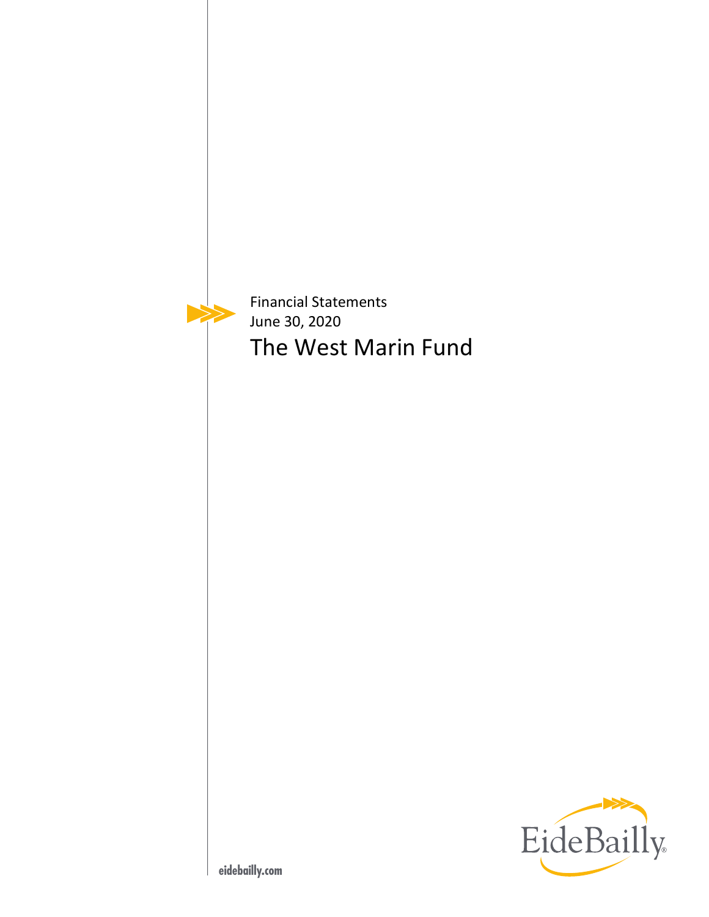Financial Statements

June 30, 2020

# The West Marin Fund

EideBailly

eidebailly.com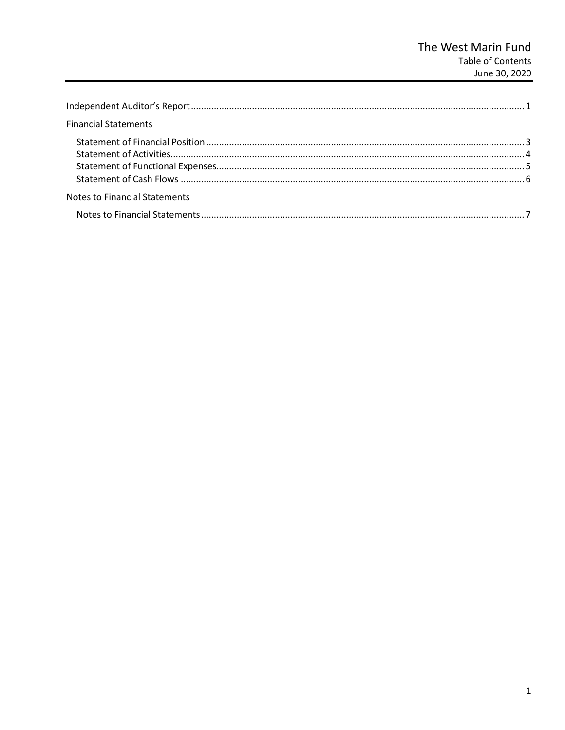# The West Marin Fund

Table of Contents

June 30, 2020

| | |
|---|---|
| Independent Auditor's Report | 1 |
| **Financial Statements** | |
| Statement of Financial Position | 3 |
| Statement of Activities | 4 |
| Statement of Functional Expenses | 5 |
| Statement of Cash Flows | 6 |
| **Notes to Financial Statements** | |
| Notes to Financial Statements | 7 |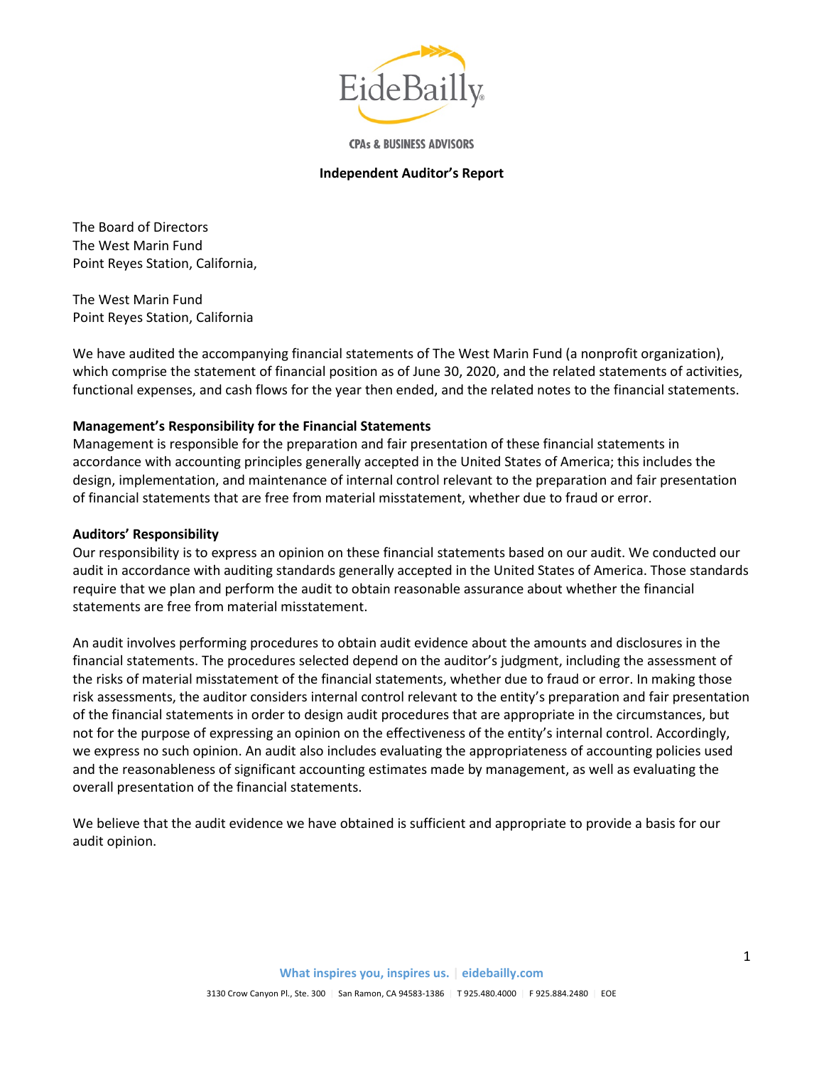EideBailly

CPAs & BUSINESS ADVISORS

**Independent Auditor's Report**

The Board of Directors
The West Marin Fund
Point Reyes Station, California,

The West Marin Fund
Point Reyes Station, California

We have audited the accompanying financial statements of The West Marin Fund (a nonprofit organization), which comprise the statement of financial position as of June 30, 2020, and the related statements of activities, functional expenses, and cash flows for the year then ended, and the related notes to the financial statements.

**Management's Responsibility for the Financial Statements**
Management is responsible for the preparation and fair presentation of these financial statements in accordance with accounting principles generally accepted in the United States of America; this includes the design, implementation, and maintenance of internal control relevant to the preparation and fair presentation of financial statements that are free from material misstatement, whether due to fraud or error.

**Auditors' Responsibility**
Our responsibility is to express an opinion on these financial statements based on our audit. We conducted our audit in accordance with auditing standards generally accepted in the United States of America. Those standards require that we plan and perform the audit to obtain reasonable assurance about whether the financial statements are free from material misstatement.

An audit involves performing procedures to obtain audit evidence about the amounts and disclosures in the financial statements. The procedures selected depend on the auditor's judgment, including the assessment of the risks of material misstatement of the financial statements, whether due to fraud or error. In making those risk assessments, the auditor considers internal control relevant to the entity's preparation and fair presentation of the financial statements in order to design audit procedures that are appropriate in the circumstances, but not for the purpose of expressing an opinion on the effectiveness of the entity's internal control. Accordingly, we express no such opinion. An audit also includes evaluating the appropriateness of accounting policies used and the reasonableness of significant accounting estimates made by management, as well as evaluating the overall presentation of the financial statements.

We believe that the audit evidence we have obtained is sufficient and appropriate to provide a basis for our audit opinion.

What inspires you, inspires us. | eidebailly.com

3130 Crow Canyon Pl., Ste. 300 | San Ramon, CA 94583-1386 | T 925.480.4000 | F 925.884.2480 | EOE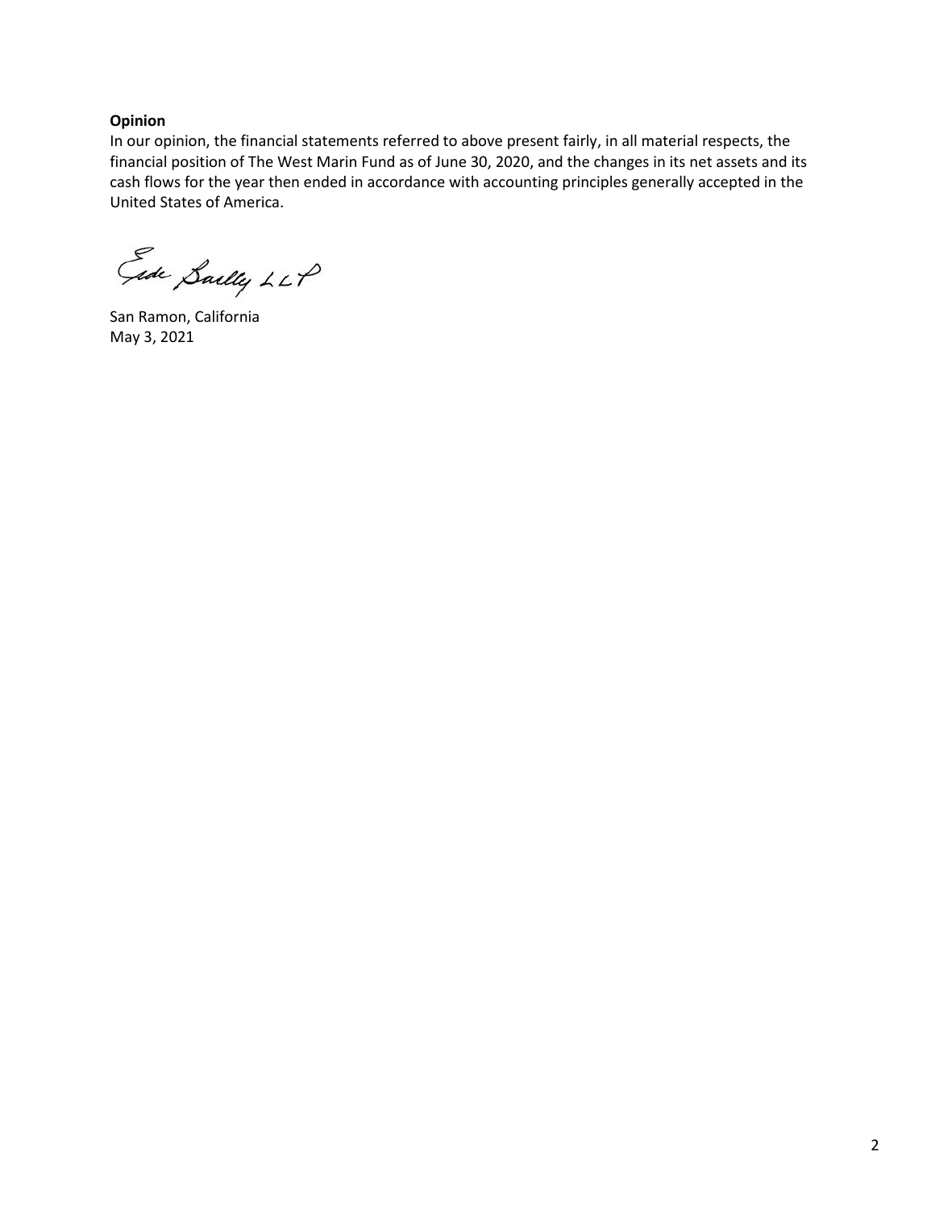**Opinion**

In our opinion, the financial statements referred to above present fairly, in all material respects, the financial position of The West Marin Fund as of June 30, 2020, and the changes in its net assets and its cash flows for the year then ended in accordance with accounting principles generally accepted in the United States of America.

Eide Bailly LLP

San Ramon, California
May 3, 2021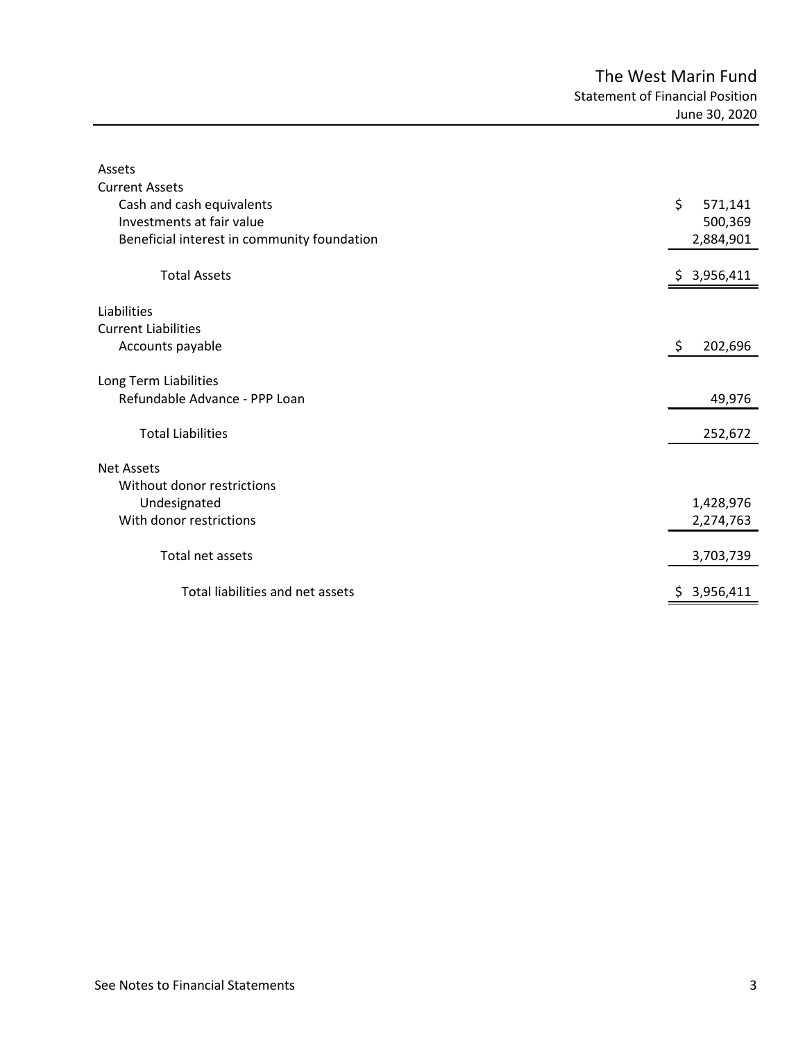# The West Marin Fund

## Statement of Financial Position

June 30, 2020

| | |
|---|---|
| **Assets** | |
| **Current Assets** | |
| Cash and cash equivalents | $ 571,141 |
| Investments at fair value | 500,369 |
| Beneficial interest in community foundation | 2,884,901 |
| Total Assets | $ 3,956,411 |
| **Liabilities** | |
| **Current Liabilities** | |
| Accounts payable | $ 202,696 |
| **Long Term Liabilities** | |
| Refundable Advance - PPP Loan | 49,976 |
| Total Liabilities | 252,672 |
| **Net Assets** | |
| Without donor restrictions | |
| Undesignated | 1,428,976 |
| With donor restrictions | 2,274,763 |
| Total net assets | 3,703,739 |
| Total liabilities and net assets | $ 3,956,411 |

See Notes to Financial Statements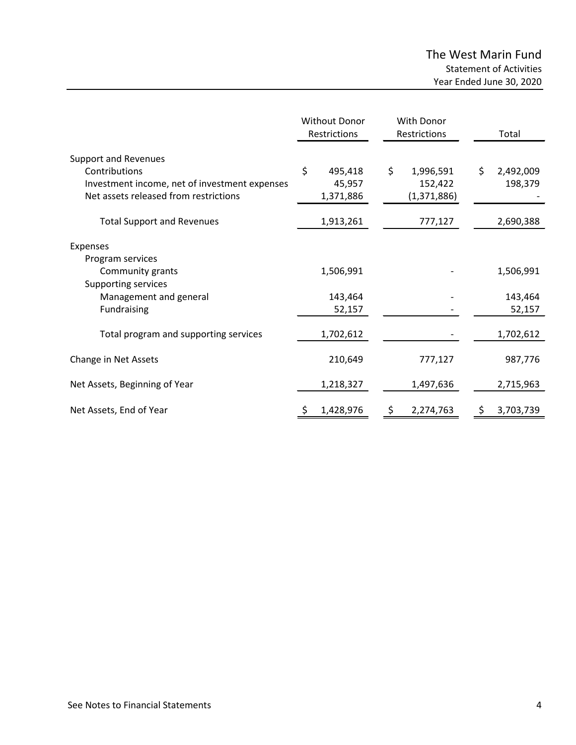# The West Marin Fund

## Statement of Activities

### Year Ended June 30, 2020

| | Without Donor Restrictions | With Donor Restrictions | Total |
|---|---|---|---|
| **Support and Revenues** | | | |
| Contributions | $ 495,418 | $ 1,996,591 | $ 2,492,009 |
| Investment income, net of investment expenses | 45,957 | 152,422 | 198,379 |
| Net assets released from restrictions | 1,371,886 | (1,371,886) | - |
| Total Support and Revenues | 1,913,261 | 777,127 | 2,690,388 |
| **Expenses** | | | |
| Program services | | | |
| Community grants | 1,506,991 | - | 1,506,991 |
| Supporting services | | | |
| Management and general | 143,464 | - | 143,464 |
| Fundraising | 52,157 | - | 52,157 |
| Total program and supporting services | 1,702,612 | - | 1,702,612 |
| Change in Net Assets | 210,649 | 777,127 | 987,776 |
| Net Assets, Beginning of Year | 1,218,327 | 1,497,636 | 2,715,963 |
| Net Assets, End of Year | $ 1,428,976 | $ 2,274,763 | $ 3,703,739 |

See Notes to Financial Statements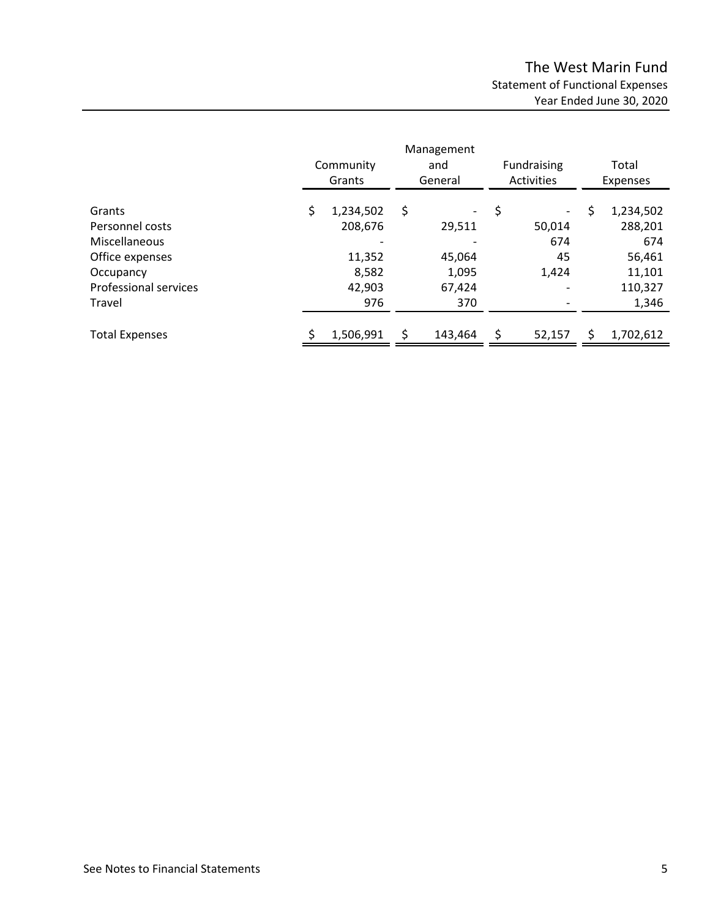# The West Marin Fund

## Statement of Functional Expenses

### Year Ended June 30, 2020

| | Community Grants | Management and General | Fundraising Activities | Total Expenses |
|---|---|---|---|---|
| Grants | $ 1,234,502 | $ - | $ - | $ 1,234,502 |
| Personnel costs | 208,676 | 29,511 | 50,014 | 288,201 |
| Miscellaneous | - | - | 674 | 674 |
| Office expenses | 11,352 | 45,064 | 45 | 56,461 |
| Occupancy | 8,582 | 1,095 | 1,424 | 11,101 |
| Professional services | 42,903 | 67,424 | - | 110,327 |
| Travel | 976 | 370 | - | 1,346 |
| Total Expenses | $ 1,506,991 | $ 143,464 | $ 52,157 | $ 1,702,612 |

See Notes to Financial Statements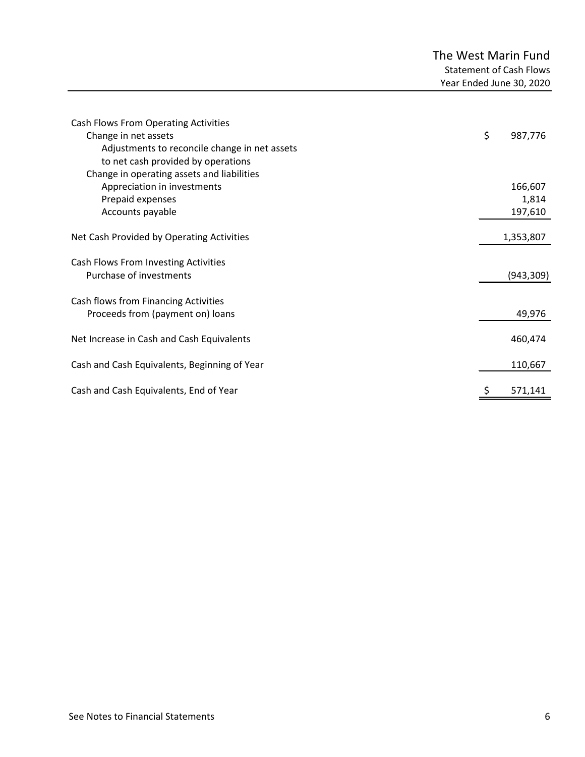# The West Marin Fund

## Statement of Cash Flows

### Year Ended June 30, 2020

| | |
|---|---|
| **Cash Flows From Operating Activities** | |
| Change in net assets | $ 987,776 |
| Adjustments to reconcile change in net assets to net cash provided by operations | |
| Change in operating assets and liabilities | |
| Appreciation in investments | 166,607 |
| Prepaid expenses | 1,814 |
| Accounts payable | 197,610 |
| **Net Cash Provided by Operating Activities** | 1,353,807 |
| **Cash Flows From Investing Activities** | |
| Purchase of investments | (943,309) |
| **Cash flows from Financing Activities** | |
| Proceeds from (payment on) loans | 49,976 |
| **Net Increase in Cash and Cash Equivalents** | 460,474 |
| **Cash and Cash Equivalents, Beginning of Year** | 110,667 |
| **Cash and Cash Equivalents, End of Year** | $ 571,141 |

See Notes to Financial Statements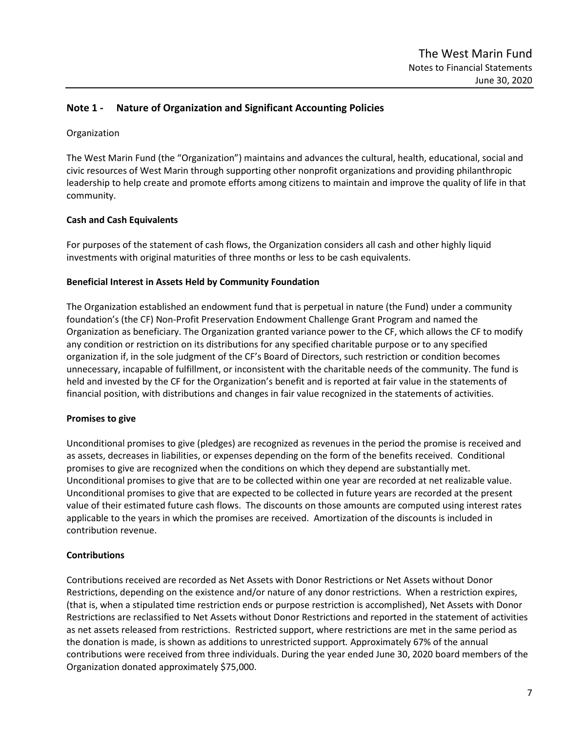## Note 1 - Nature of Organization and Significant Accounting Policies

Organization

The West Marin Fund (the "Organization") maintains and advances the cultural, health, educational, social and civic resources of West Marin through supporting other nonprofit organizations and providing philanthropic leadership to help create and promote efforts among citizens to maintain and improve the quality of life in that community.

**Cash and Cash Equivalents**

For purposes of the statement of cash flows, the Organization considers all cash and other highly liquid investments with original maturities of three months or less to be cash equivalents.

**Beneficial Interest in Assets Held by Community Foundation**

The Organization established an endowment fund that is perpetual in nature (the Fund) under a community foundation's (the CF) Non-Profit Preservation Endowment Challenge Grant Program and named the Organization as beneficiary. The Organization granted variance power to the CF, which allows the CF to modify any condition or restriction on its distributions for any specified charitable purpose or to any specified organization if, in the sole judgment of the CF's Board of Directors, such restriction or condition becomes unnecessary, incapable of fulfillment, or inconsistent with the charitable needs of the community. The fund is held and invested by the CF for the Organization's benefit and is reported at fair value in the statements of financial position, with distributions and changes in fair value recognized in the statements of activities.

**Promises to give**

Unconditional promises to give (pledges) are recognized as revenues in the period the promise is received and as assets, decreases in liabilities, or expenses depending on the form of the benefits received. Conditional promises to give are recognized when the conditions on which they depend are substantially met. Unconditional promises to give that are to be collected within one year are recorded at net realizable value. Unconditional promises to give that are expected to be collected in future years are recorded at the present value of their estimated future cash flows. The discounts on those amounts are computed using interest rates applicable to the years in which the promises are received. Amortization of the discounts is included in contribution revenue.

**Contributions**

Contributions received are recorded as Net Assets with Donor Restrictions or Net Assets without Donor Restrictions, depending on the existence and/or nature of any donor restrictions. When a restriction expires, (that is, when a stipulated time restriction ends or purpose restriction is accomplished), Net Assets with Donor Restrictions are reclassified to Net Assets without Donor Restrictions and reported in the statement of activities as net assets released from restrictions. Restricted support, where restrictions are met in the same period as the donation is made, is shown as additions to unrestricted support. Approximately 67% of the annual contributions were received from three individuals. During the year ended June 30, 2020 board members of the Organization donated approximately $75,000.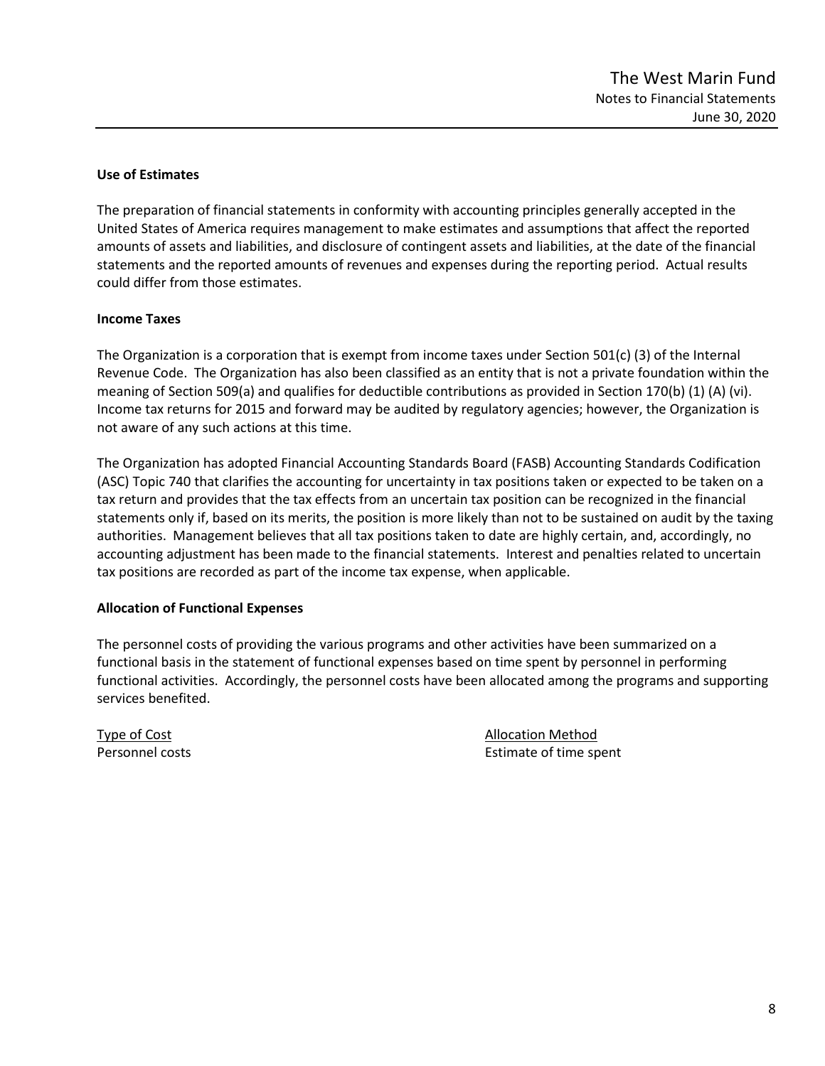**Use of Estimates**

The preparation of financial statements in conformity with accounting principles generally accepted in the United States of America requires management to make estimates and assumptions that affect the reported amounts of assets and liabilities, and disclosure of contingent assets and liabilities, at the date of the financial statements and the reported amounts of revenues and expenses during the reporting period. Actual results could differ from those estimates.

**Income Taxes**

The Organization is a corporation that is exempt from income taxes under Section 501(c) (3) of the Internal Revenue Code. The Organization has also been classified as an entity that is not a private foundation within the meaning of Section 509(a) and qualifies for deductible contributions as provided in Section 170(b) (1) (A) (vi). Income tax returns for 2015 and forward may be audited by regulatory agencies; however, the Organization is not aware of any such actions at this time.

The Organization has adopted Financial Accounting Standards Board (FASB) Accounting Standards Codification (ASC) Topic 740 that clarifies the accounting for uncertainty in tax positions taken or expected to be taken on a tax return and provides that the tax effects from an uncertain tax position can be recognized in the financial statements only if, based on its merits, the position is more likely than not to be sustained on audit by the taxing authorities. Management believes that all tax positions taken to date are highly certain, and, accordingly, no accounting adjustment has been made to the financial statements. Interest and penalties related to uncertain tax positions are recorded as part of the income tax expense, when applicable.

**Allocation of Functional Expenses**

The personnel costs of providing the various programs and other activities have been summarized on a functional basis in the statement of functional expenses based on time spent by personnel in performing functional activities. Accordingly, the personnel costs have been allocated among the programs and supporting services benefited.

| Type of Cost | Allocation Method |
| --- | --- |
| Personnel costs | Estimate of time spent |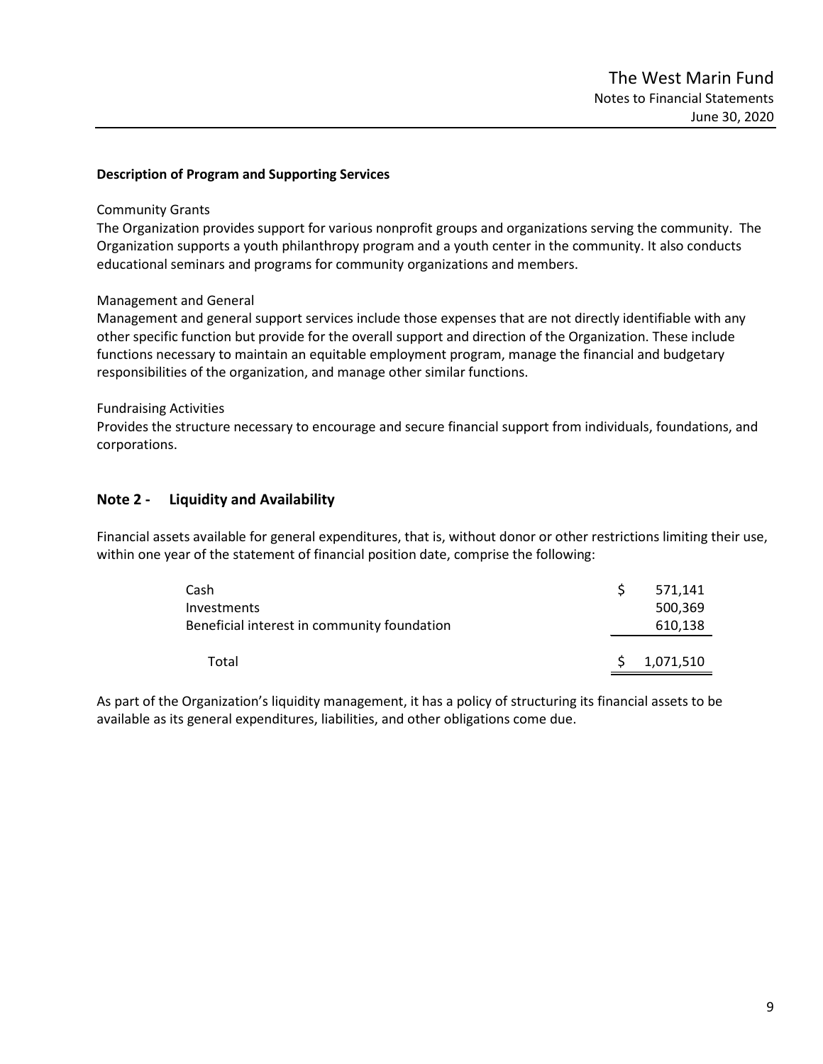**Description of Program and Supporting Services**

Community Grants
The Organization provides support for various nonprofit groups and organizations serving the community. The Organization supports a youth philanthropy program and a youth center in the community. It also conducts educational seminars and programs for community organizations and members.

Management and General
Management and general support services include those expenses that are not directly identifiable with any other specific function but provide for the overall support and direction of the Organization. These include functions necessary to maintain an equitable employment program, manage the financial and budgetary responsibilities of the organization, and manage other similar functions.

Fundraising Activities
Provides the structure necessary to encourage and secure financial support from individuals, foundations, and corporations.

## Note 2 - Liquidity and Availability

Financial assets available for general expenditures, that is, without donor or other restrictions limiting their use, within one year of the statement of financial position date, comprise the following:

| | |
|---|---|
| Cash | $ 571,141 |
| Investments | 500,369 |
| Beneficial interest in community foundation | 610,138 |
| Total | $ 1,071,510 |

As part of the Organization's liquidity management, it has a policy of structuring its financial assets to be available as its general expenditures, liabilities, and other obligations come due.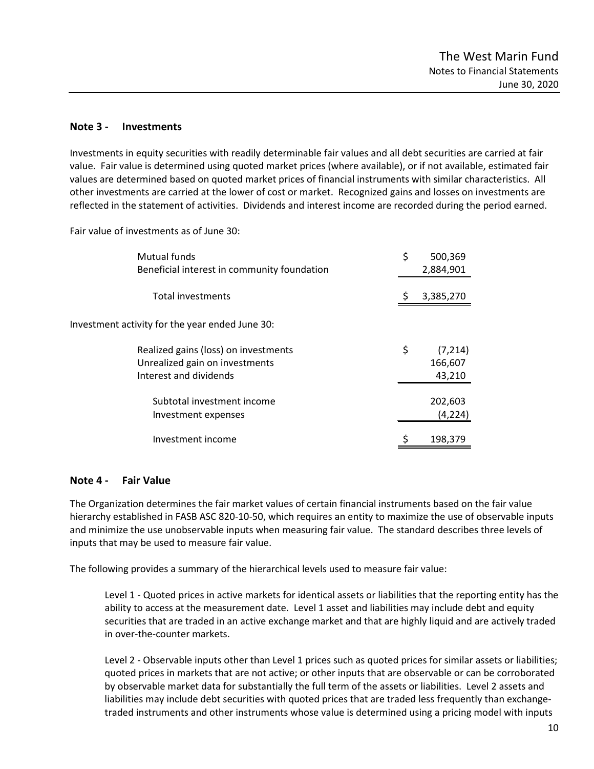## Note 3 - Investments

Investments in equity securities with readily determinable fair values and all debt securities are carried at fair value. Fair value is determined using quoted market prices (where available), or if not available, estimated fair values are determined based on quoted market prices of financial instruments with similar characteristics. All other investments are carried at the lower of cost or market. Recognized gains and losses on investments are reflected in the statement of activities. Dividends and interest income are recorded during the period earned.

Fair value of investments as of June 30:

| | |
|---|---|
| Mutual funds | $ 500,369 |
| Beneficial interest in community foundation | 2,884,901 |
| Total investments | $ 3,385,270 |

Investment activity for the year ended June 30:

| | |
|---|---|
| Realized gains (loss) on investments | $ (7,214) |
| Unrealized gain on investments | 166,607 |
| Interest and dividends | 43,210 |
| Subtotal investment income | 202,603 |
| Investment expenses | (4,224) |
| Investment income | $ 198,379 |

## Note 4 - Fair Value

The Organization determines the fair market values of certain financial instruments based on the fair value hierarchy established in FASB ASC 820-10-50, which requires an entity to maximize the use of observable inputs and minimize the use unobservable inputs when measuring fair value. The standard describes three levels of inputs that may be used to measure fair value.

The following provides a summary of the hierarchical levels used to measure fair value:

Level 1 - Quoted prices in active markets for identical assets or liabilities that the reporting entity has the ability to access at the measurement date. Level 1 asset and liabilities may include debt and equity securities that are traded in an active exchange market and that are highly liquid and are actively traded in over-the-counter markets.

Level 2 - Observable inputs other than Level 1 prices such as quoted prices for similar assets or liabilities; quoted prices in markets that are not active; or other inputs that are observable or can be corroborated by observable market data for substantially the full term of the assets or liabilities. Level 2 assets and liabilities may include debt securities with quoted prices that are traded less frequently than exchange-traded instruments and other instruments whose value is determined using a pricing model with inputs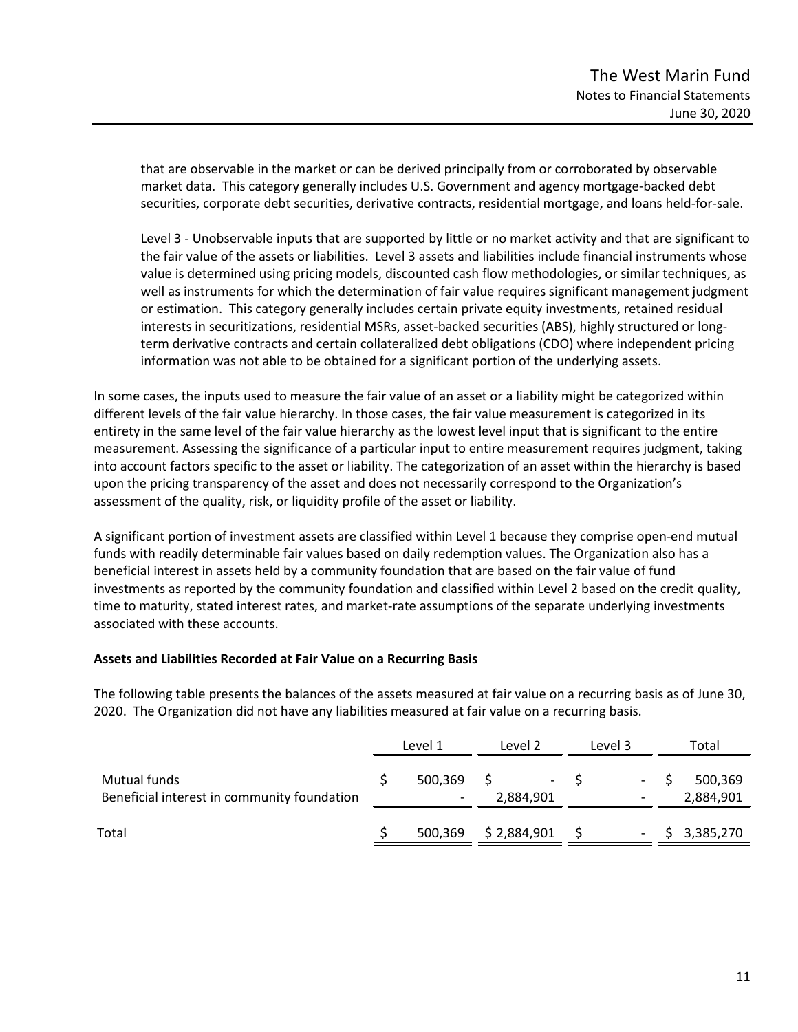that are observable in the market or can be derived principally from or corroborated by observable market data. This category generally includes U.S. Government and agency mortgage-backed debt securities, corporate debt securities, derivative contracts, residential mortgage, and loans held-for-sale.

Level 3 - Unobservable inputs that are supported by little or no market activity and that are significant to the fair value of the assets or liabilities. Level 3 assets and liabilities include financial instruments whose value is determined using pricing models, discounted cash flow methodologies, or similar techniques, as well as instruments for which the determination of fair value requires significant management judgment or estimation. This category generally includes certain private equity investments, retained residual interests in securitizations, residential MSRs, asset-backed securities (ABS), highly structured or long-term derivative contracts and certain collateralized debt obligations (CDO) where independent pricing information was not able to be obtained for a significant portion of the underlying assets.

In some cases, the inputs used to measure the fair value of an asset or a liability might be categorized within different levels of the fair value hierarchy. In those cases, the fair value measurement is categorized in its entirety in the same level of the fair value hierarchy as the lowest level input that is significant to the entire measurement. Assessing the significance of a particular input to entire measurement requires judgment, taking into account factors specific to the asset or liability. The categorization of an asset within the hierarchy is based upon the pricing transparency of the asset and does not necessarily correspond to the Organization's assessment of the quality, risk, or liquidity profile of the asset or liability.

A significant portion of investment assets are classified within Level 1 because they comprise open-end mutual funds with readily determinable fair values based on daily redemption values. The Organization also has a beneficial interest in assets held by a community foundation that are based on the fair value of fund investments as reported by the community foundation and classified within Level 2 based on the credit quality, time to maturity, stated interest rates, and market-rate assumptions of the separate underlying investments associated with these accounts.

**Assets and Liabilities Recorded at Fair Value on a Recurring Basis**

The following table presents the balances of the assets measured at fair value on a recurring basis as of June 30, 2020. The Organization did not have any liabilities measured at fair value on a recurring basis.

| | Level 1 | Level 2 | Level 3 | Total |
|---|---|---|---|---|
| Mutual funds | $ 500,369 | $ - | $ - | $ 500,369 |
| Beneficial interest in community foundation | - | 2,884,901 | - | 2,884,901 |
| Total | $ 500,369 | $ 2,884,901 | $ - | $ 3,385,270 |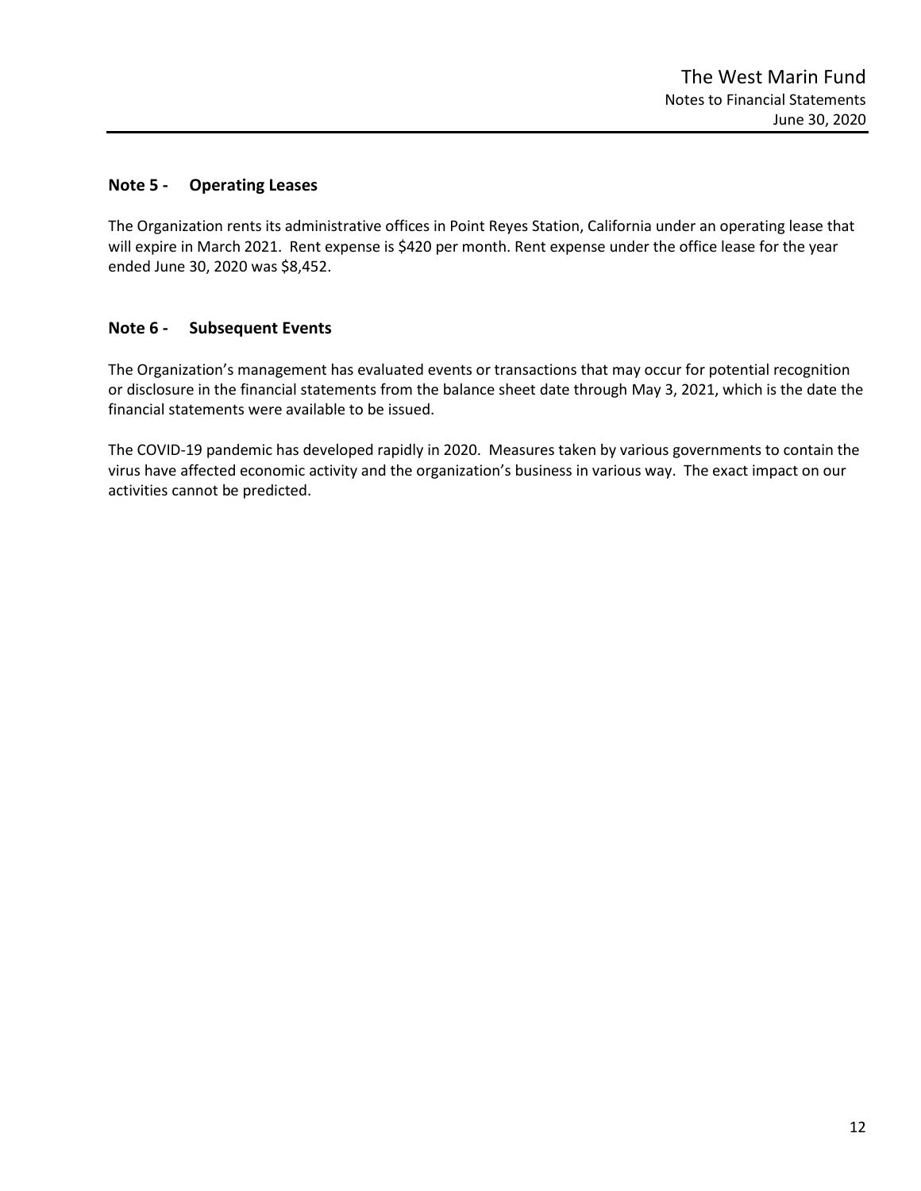## Note 5 - Operating Leases

The Organization rents its administrative offices in Point Reyes Station, California under an operating lease that will expire in March 2021. Rent expense is $420 per month. Rent expense under the office lease for the year ended June 30, 2020 was $8,452.

## Note 6 - Subsequent Events

The Organization's management has evaluated events or transactions that may occur for potential recognition or disclosure in the financial statements from the balance sheet date through May 3, 2021, which is the date the financial statements were available to be issued.

The COVID-19 pandemic has developed rapidly in 2020. Measures taken by various governments to contain the virus have affected economic activity and the organization's business in various way. The exact impact on our activities cannot be predicted.